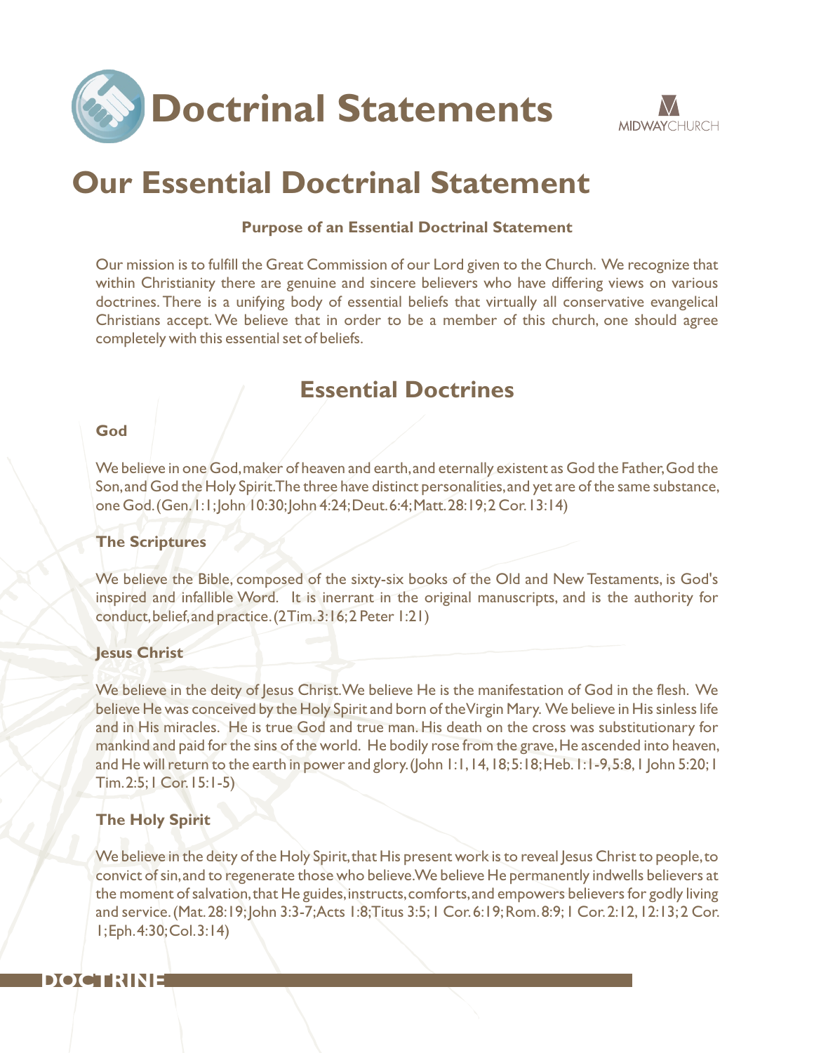# Doctrinal Statements

MIDWAYCHURCH

## Our Essential Doctrinal Statement

**Purpose of an Essential Doctrinal Statement**

Our mission is to fulfill the Great Commission of our Lord given to the Church. We recognize that within Christianity there are genuine and sincere believers who have differing views on various doctrines. There is a unifying body of essential beliefs that virtually all conservative evangelical Christians accept. We believe that in order to be a member of this church, one should agree completely with this essential set of beliefs.

## Essential Doctrines

### God

We believe in one God, maker of heaven and earth, and eternally existent as God the Father, God the Son, and God the Holy Spirit. The three have distinct personalities, and yet are of the same substance, one God. (Gen. 1:1; John 10:30; John 4:24; Deut. 6:4; Matt. 28:19; 2 Cor. 13:14)

### The Scriptures

We believe the Bible, composed of the sixty-six books of the Old and New Testaments, is God's inspired and infallible Word. It is inerrant in the original manuscripts, and is the authority for conduct, belief, and practice. (2 Tim. 3:16; 2 Peter 1:21)

### Jesus Christ

We believe in the deity of Jesus Christ. We believe He is the manifestation of God in the flesh. We believe He was conceived by the Holy Spirit and born of the Virgin Mary. We believe in His sinless life and in His miracles. He is true God and true man. His death on the cross was substitutionary for mankind and paid for the sins of the world. He bodily rose from the grave, He ascended into heaven, and He will return to the earth in power and glory. (John 1:1, 14, 18; 5:18; Heb. 1:1-9, 5:8, 1 John 5:20; 1 Tim. 2:5; 1 Cor. 15:1-5)

### The Holy Spirit

We believe in the deity of the Holy Spirit, that His present work is to reveal Jesus Christ to people, to convict of sin, and to regenerate those who believe. We believe He permanently indwells believers at the moment of salvation, that He guides, instructs, comforts, and empowers believers for godly living and service. (Mat. 28:19; John 3:3-7; Acts 1:8; Titus 3:5; 1 Cor. 6:19; Rom. 8:9; 1 Cor. 2:12, 12:13; 2 Cor. 1; Eph. 4:30; Col. 3:14)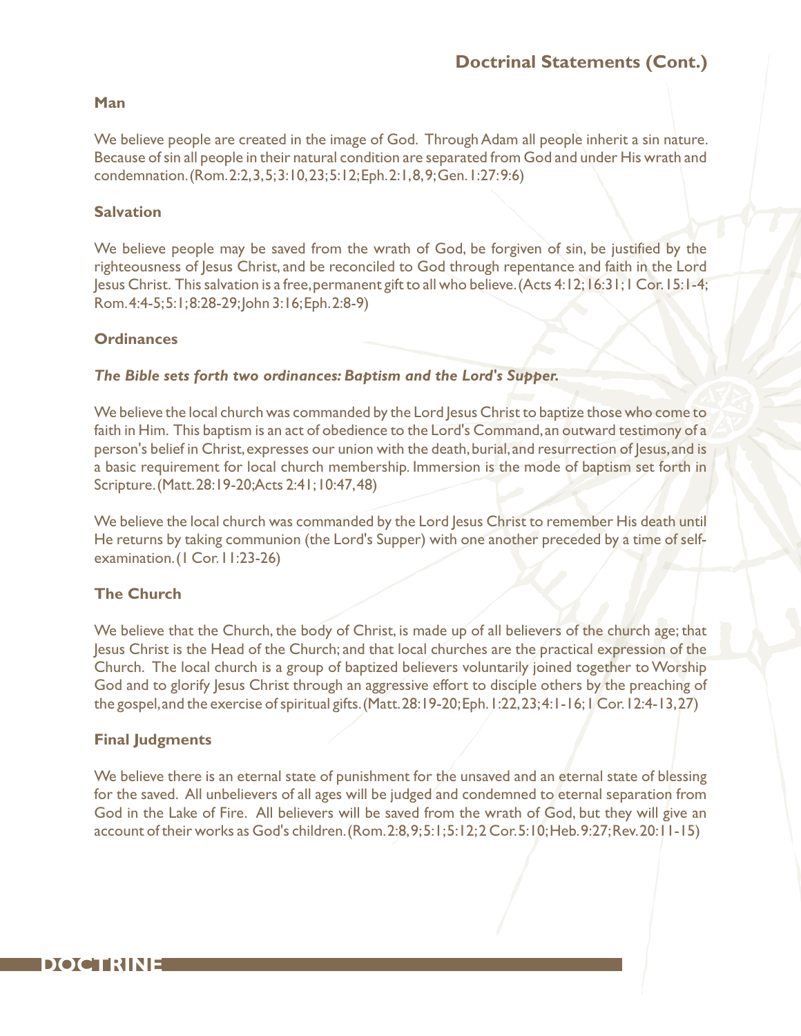# Doctrinal Statements (Cont.)

### Man

We believe people are created in the image of God. Through Adam all people inherit a sin nature. Because of sin all people in their natural condition are separated from God and under His wrath and condemnation. (Rom. 2:2, 3, 5; 3:10, 23; 5:12; Eph. 2:1, 8, 9; Gen. 1:27: 9:6)

### Salvation

We believe people may be saved from the wrath of God, be forgiven of sin, be justified by the righteousness of Jesus Christ, and be reconciled to God through repentance and faith in the Lord Jesus Christ. This salvation is a free, permanent gift to all who believe. (Acts 4:12; 16:31; 1 Cor. 15:1-4; Rom. 4:4-5; 5:1; 8:28-29; John 3:16; Eph. 2:8-9)

### Ordinances

***The Bible sets forth two ordinances: Baptism and the Lord's Supper.***

We believe the local church was commanded by the Lord Jesus Christ to baptize those who come to faith in Him. This baptism is an act of obedience to the Lord's Command, an outward testimony of a person's belief in Christ, expresses our union with the death, burial, and resurrection of Jesus, and is a basic requirement for local church membership. Immersion is the mode of baptism set forth in Scripture. (Matt. 28:19-20; Acts 2:41; 10:47, 48)

We believe the local church was commanded by the Lord Jesus Christ to remember His death until He returns by taking communion (the Lord's Supper) with one another preceded by a time of self-examination. (1 Cor. 11:23-26)

### The Church

We believe that the Church, the body of Christ, is made up of all believers of the church age; that Jesus Christ is the Head of the Church; and that local churches are the practical expression of the Church. The local church is a group of baptized believers voluntarily joined together to Worship God and to glorify Jesus Christ through an aggressive effort to disciple others by the preaching of the gospel, and the exercise of spiritual gifts. (Matt. 28:19-20; Eph. 1:22, 23; 4:1-16; 1 Cor. 12:4-13, 27)

### Final Judgments

We believe there is an eternal state of punishment for the unsaved and an eternal state of blessing for the saved. All unbelievers of all ages will be judged and condemned to eternal separation from God in the Lake of Fire. All believers will be saved from the wrath of God, but they will give an account of their works as God's children. (Rom. 2:8, 9; 5:1; 5:12; 2 Cor. 5:10; Heb. 9:27; Rev. 20:11-15)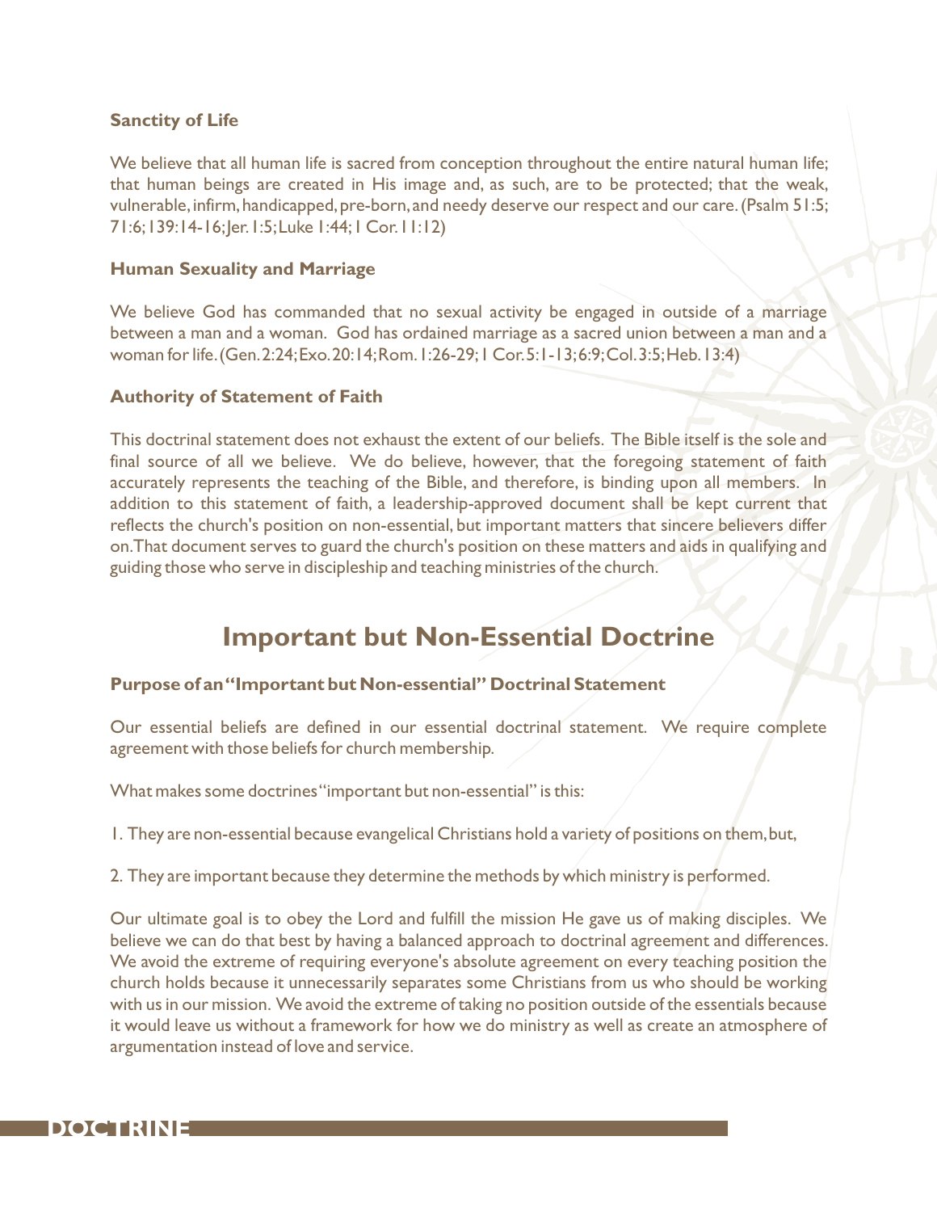### Sanctity of Life

We believe that all human life is sacred from conception throughout the entire natural human life; that human beings are created in His image and, as such, are to be protected; that the weak, vulnerable, infirm, handicapped, pre-born, and needy deserve our respect and our care. (Psalm 51:5; 71:6; 139:14-16; Jer. 1:5; Luke 1:44; 1 Cor. 11:12)

### Human Sexuality and Marriage

We believe God has commanded that no sexual activity be engaged in outside of a marriage between a man and a woman. God has ordained marriage as a sacred union between a man and a woman for life. (Gen. 2:24; Exo. 20:14; Rom. 1:26-29; 1 Cor. 5:1-13; 6:9; Col. 3:5; Heb. 13:4)

### Authority of Statement of Faith

This doctrinal statement does not exhaust the extent of our beliefs. The Bible itself is the sole and final source of all we believe. We do believe, however, that the foregoing statement of faith accurately represents the teaching of the Bible, and therefore, is binding upon all members. In addition to this statement of faith, a leadership-approved document shall be kept current that reflects the church's position on non-essential, but important matters that sincere believers differ on. That document serves to guard the church's position on these matters and aids in qualifying and guiding those who serve in discipleship and teaching ministries of the church.

## Important but Non-Essential Doctrine

### Purpose of an "Important but Non-essential" Doctrinal Statement

Our essential beliefs are defined in our essential doctrinal statement. We require complete agreement with those beliefs for church membership.

What makes some doctrines "important but non-essential" is this:

1. They are non-essential because evangelical Christians hold a variety of positions on them, but,

2. They are important because they determine the methods by which ministry is performed.

Our ultimate goal is to obey the Lord and fulfill the mission He gave us of making disciples. We believe we can do that best by having a balanced approach to doctrinal agreement and differences. We avoid the extreme of requiring everyone's absolute agreement on every teaching position the church holds because it unnecessarily separates some Christians from us who should be working with us in our mission. We avoid the extreme of taking no position outside of the essentials because it would leave us without a framework for how we do ministry as well as create an atmosphere of argumentation instead of love and service.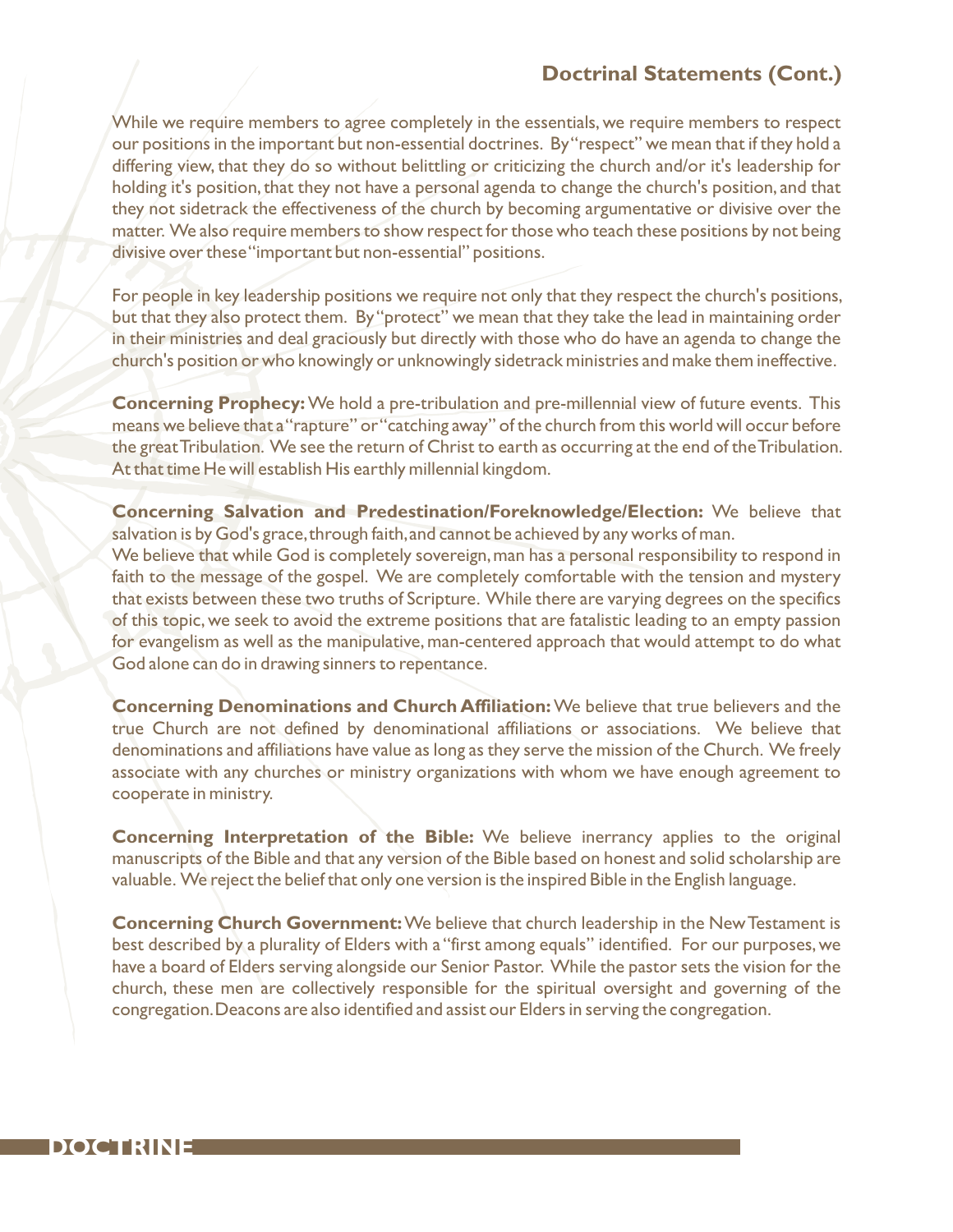## Doctrinal Statements (Cont.)

While we require members to agree completely in the essentials, we require members to respect our positions in the important but non-essential doctrines. By "respect" we mean that if they hold a differing view, that they do so without belittling or criticizing the church and/or it's leadership for holding it's position, that they not have a personal agenda to change the church's position, and that they not sidetrack the effectiveness of the church by becoming argumentative or divisive over the matter. We also require members to show respect for those who teach these positions by not being divisive over these "important but non-essential" positions.

For people in key leadership positions we require not only that they respect the church's positions, but that they also protect them. By "protect" we mean that they take the lead in maintaining order in their ministries and deal graciously but directly with those who do have an agenda to change the church's position or who knowingly or unknowingly sidetrack ministries and make them ineffective.

**Concerning Prophecy:** We hold a pre-tribulation and pre-millennial view of future events. This means we believe that a "rapture" or "catching away" of the church from this world will occur before the great Tribulation. We see the return of Christ to earth as occurring at the end of the Tribulation. At that time He will establish His earthly millennial kingdom.

**Concerning Salvation and Predestination/Foreknowledge/Election:** We believe that salvation is by God's grace, through faith, and cannot be achieved by any works of man.
We believe that while God is completely sovereign, man has a personal responsibility to respond in faith to the message of the gospel. We are completely comfortable with the tension and mystery that exists between these two truths of Scripture. While there are varying degrees on the specifics of this topic, we seek to avoid the extreme positions that are fatalistic leading to an empty passion for evangelism as well as the manipulative, man-centered approach that would attempt to do what God alone can do in drawing sinners to repentance.

**Concerning Denominations and Church Affiliation:** We believe that true believers and the true Church are not defined by denominational affiliations or associations. We believe that denominations and affiliations have value as long as they serve the mission of the Church. We freely associate with any churches or ministry organizations with whom we have enough agreement to cooperate in ministry.

**Concerning Interpretation of the Bible:** We believe inerrancy applies to the original manuscripts of the Bible and that any version of the Bible based on honest and solid scholarship are valuable. We reject the belief that only one version is the inspired Bible in the English language.

**Concerning Church Government:** We believe that church leadership in the New Testament is best described by a plurality of Elders with a "first among equals" identified. For our purposes, we have a board of Elders serving alongside our Senior Pastor. While the pastor sets the vision for the church, these men are collectively responsible for the spiritual oversight and governing of the congregation. Deacons are also identified and assist our Elders in serving the congregation.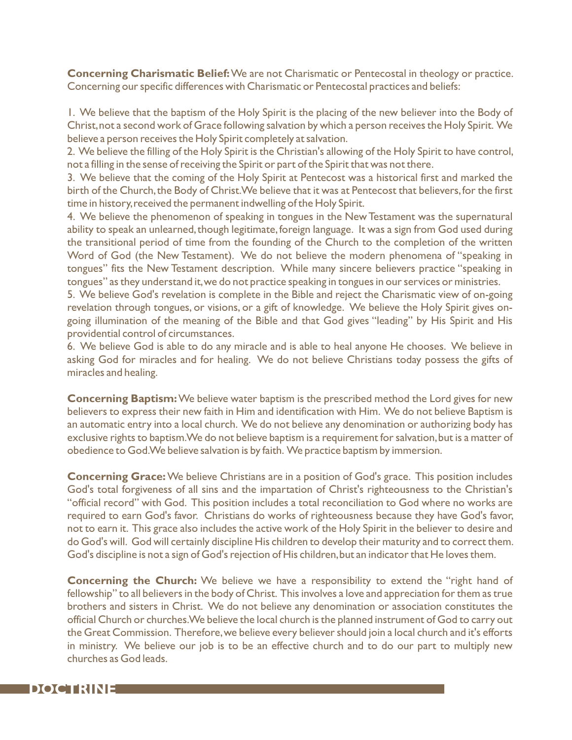**Concerning Charismatic Belief:** We are not Charismatic or Pentecostal in theology or practice. Concerning our specific differences with Charismatic or Pentecostal practices and beliefs:

1. We believe that the baptism of the Holy Spirit is the placing of the new believer into the Body of Christ, not a second work of Grace following salvation by which a person receives the Holy Spirit. We believe a person receives the Holy Spirit completely at salvation.
2. We believe the filling of the Holy Spirit is the Christian's allowing of the Holy Spirit to have control, not a filling in the sense of receiving the Spirit or part of the Spirit that was not there.
3. We believe that the coming of the Holy Spirit at Pentecost was a historical first and marked the birth of the Church, the Body of Christ. We believe that it was at Pentecost that believers, for the first time in history, received the permanent indwelling of the Holy Spirit.
4. We believe the phenomenon of speaking in tongues in the New Testament was the supernatural ability to speak an unlearned, though legitimate, foreign language. It was a sign from God used during the transitional period of time from the founding of the Church to the completion of the written Word of God (the New Testament). We do not believe the modern phenomena of "speaking in tongues" fits the New Testament description. While many sincere believers practice "speaking in tongues" as they understand it, we do not practice speaking in tongues in our services or ministries.
5. We believe God's revelation is complete in the Bible and reject the Charismatic view of on-going revelation through tongues, or visions, or a gift of knowledge. We believe the Holy Spirit gives on-going illumination of the meaning of the Bible and that God gives "leading" by His Spirit and His providential control of circumstances.
6. We believe God is able to do any miracle and is able to heal anyone He chooses. We believe in asking God for miracles and for healing. We do not believe Christians today possess the gifts of miracles and healing.

**Concerning Baptism:** We believe water baptism is the prescribed method the Lord gives for new believers to express their new faith in Him and identification with Him. We do not believe Baptism is an automatic entry into a local church. We do not believe any denomination or authorizing body has exclusive rights to baptism. We do not believe baptism is a requirement for salvation, but is a matter of obedience to God. We believe salvation is by faith. We practice baptism by immersion.

**Concerning Grace:** We believe Christians are in a position of God's grace. This position includes God's total forgiveness of all sins and the impartation of Christ's righteousness to the Christian's "official record" with God. This position includes a total reconciliation to God where no works are required to earn God's favor. Christians do works of righteousness because they have God's favor, not to earn it. This grace also includes the active work of the Holy Spirit in the believer to desire and do God's will. God will certainly discipline His children to develop their maturity and to correct them. God's discipline is not a sign of God's rejection of His children, but an indicator that He loves them.

**Concerning the Church:** We believe we have a responsibility to extend the "right hand of fellowship" to all believers in the body of Christ. This involves a love and appreciation for them as true brothers and sisters in Christ. We do not believe any denomination or association constitutes the official Church or churches. We believe the local church is the planned instrument of God to carry out the Great Commission. Therefore, we believe every believer should join a local church and it's efforts in ministry. We believe our job is to be an effective church and to do our part to multiply new churches as God leads.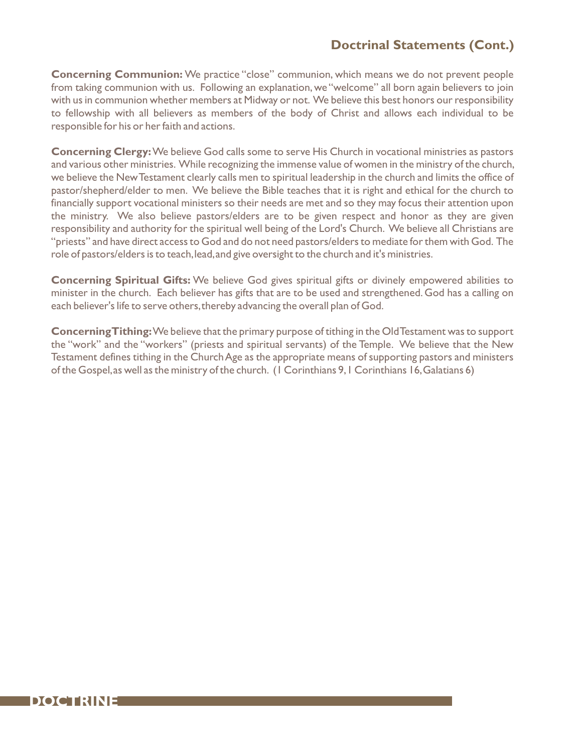## Doctrinal Statements (Cont.)

**Concerning Communion:** We practice "close" communion, which means we do not prevent people from taking communion with us. Following an explanation, we "welcome" all born again believers to join with us in communion whether members at Midway or not. We believe this best honors our responsibility to fellowship with all believers as members of the body of Christ and allows each individual to be responsible for his or her faith and actions.

**Concerning Clergy:** We believe God calls some to serve His Church in vocational ministries as pastors and various other ministries. While recognizing the immense value of women in the ministry of the church, we believe the New Testament clearly calls men to spiritual leadership in the church and limits the office of pastor/shepherd/elder to men. We believe the Bible teaches that it is right and ethical for the church to financially support vocational ministers so their needs are met and so they may focus their attention upon the ministry. We also believe pastors/elders are to be given respect and honor as they are given responsibility and authority for the spiritual well being of the Lord's Church. We believe all Christians are "priests" and have direct access to God and do not need pastors/elders to mediate for them with God. The role of pastors/elders is to teach, lead, and give oversight to the church and it's ministries.

**Concerning Spiritual Gifts:** We believe God gives spiritual gifts or divinely empowered abilities to minister in the church. Each believer has gifts that are to be used and strengthened. God has a calling on each believer's life to serve others, thereby advancing the overall plan of God.

**Concerning Tithing:** We believe that the primary purpose of tithing in the Old Testament was to support the "work" and the "workers" (priests and spiritual servants) of the Temple. We believe that the New Testament defines tithing in the Church Age as the appropriate means of supporting pastors and ministers of the Gospel, as well as the ministry of the church. (1 Corinthians 9, 1 Corinthians 16, Galatians 6)